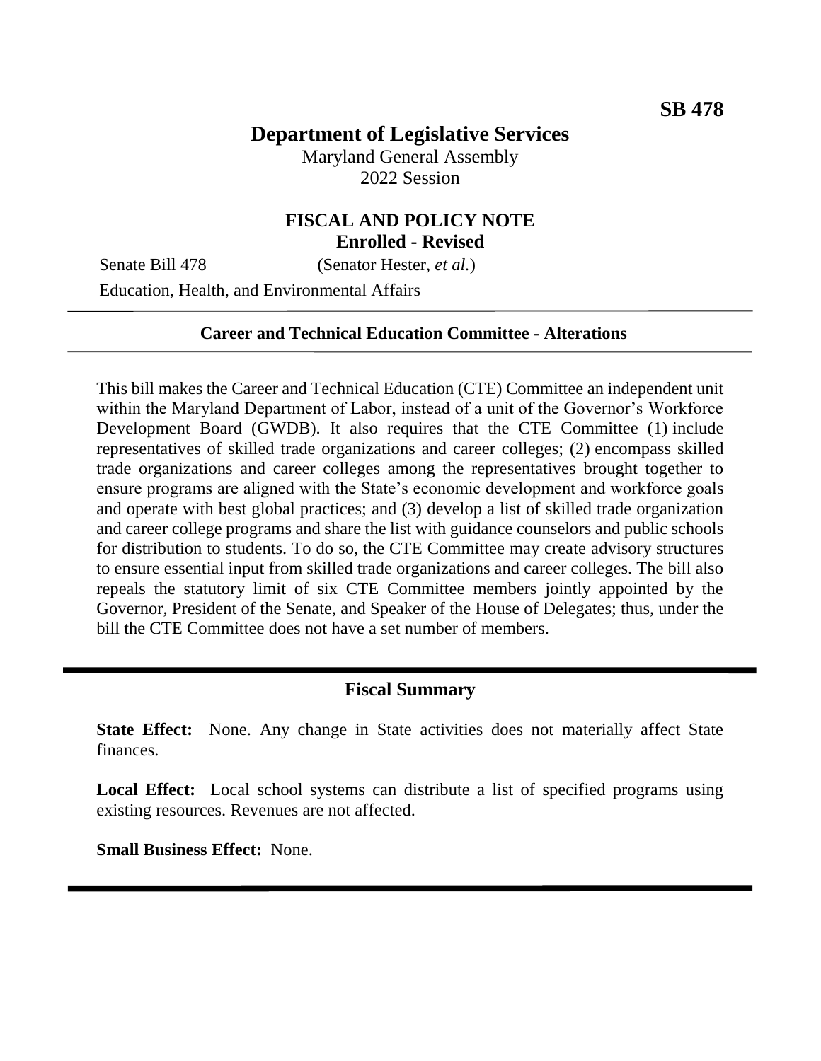**SB 478**

# Department of Legislative Services

Maryland General Assembly
2022 Session

## FISCAL AND POLICY NOTE
**Enrolled - Revised**

Senate Bill 478 (Senator Hester, *et al.*)

Education, Health, and Environmental Affairs

---

**Career and Technical Education Committee - Alterations**

---

This bill makes the Career and Technical Education (CTE) Committee an independent unit within the Maryland Department of Labor, instead of a unit of the Governor's Workforce Development Board (GWDB). It also requires that the CTE Committee (1) include representatives of skilled trade organizations and career colleges; (2) encompass skilled trade organizations and career colleges among the representatives brought together to ensure programs are aligned with the State's economic development and workforce goals and operate with best global practices; and (3) develop a list of skilled trade organization and career college programs and share the list with guidance counselors and public schools for distribution to students. To do so, the CTE Committee may create advisory structures to ensure essential input from skilled trade organizations and career colleges. The bill also repeals the statutory limit of six CTE Committee members jointly appointed by the Governor, President of the Senate, and Speaker of the House of Delegates; thus, under the bill the CTE Committee does not have a set number of members.

---

## Fiscal Summary

**State Effect:** None. Any change in State activities does not materially affect State finances.

**Local Effect:** Local school systems can distribute a list of specified programs using existing resources. Revenues are not affected.

**Small Business Effect:** None.

---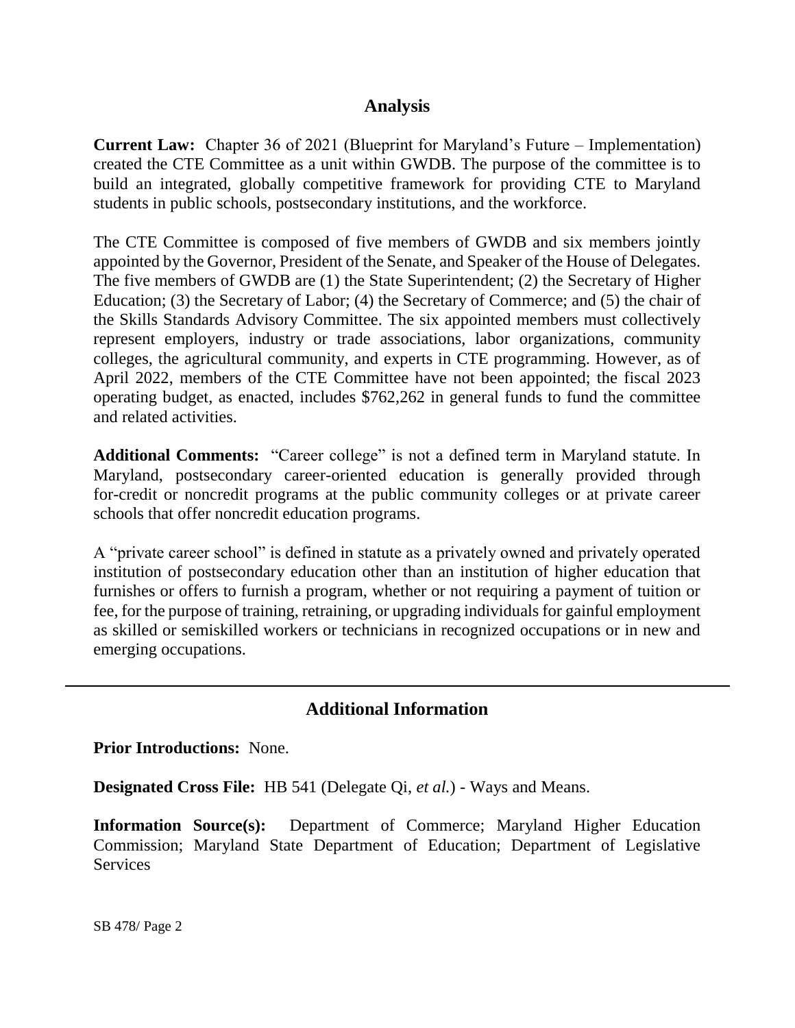## Analysis

**Current Law:** Chapter 36 of 2021 (Blueprint for Maryland's Future – Implementation) created the CTE Committee as a unit within GWDB. The purpose of the committee is to build an integrated, globally competitive framework for providing CTE to Maryland students in public schools, postsecondary institutions, and the workforce.

The CTE Committee is composed of five members of GWDB and six members jointly appointed by the Governor, President of the Senate, and Speaker of the House of Delegates. The five members of GWDB are (1) the State Superintendent; (2) the Secretary of Higher Education; (3) the Secretary of Labor; (4) the Secretary of Commerce; and (5) the chair of the Skills Standards Advisory Committee. The six appointed members must collectively represent employers, industry or trade associations, labor organizations, community colleges, the agricultural community, and experts in CTE programming. However, as of April 2022, members of the CTE Committee have not been appointed; the fiscal 2023 operating budget, as enacted, includes $762,262 in general funds to fund the committee and related activities.

**Additional Comments:** "Career college" is not a defined term in Maryland statute. In Maryland, postsecondary career-oriented education is generally provided through for-credit or noncredit programs at the public community colleges or at private career schools that offer noncredit education programs.

A "private career school" is defined in statute as a privately owned and privately operated institution of postsecondary education other than an institution of higher education that furnishes or offers to furnish a program, whether or not requiring a payment of tuition or fee, for the purpose of training, retraining, or upgrading individuals for gainful employment as skilled or semiskilled workers or technicians in recognized occupations or in new and emerging occupations.

---

## Additional Information

**Prior Introductions:** None.

**Designated Cross File:** HB 541 (Delegate Qi, *et al.*) - Ways and Means.

**Information Source(s):** Department of Commerce; Maryland Higher Education Commission; Maryland State Department of Education; Department of Legislative Services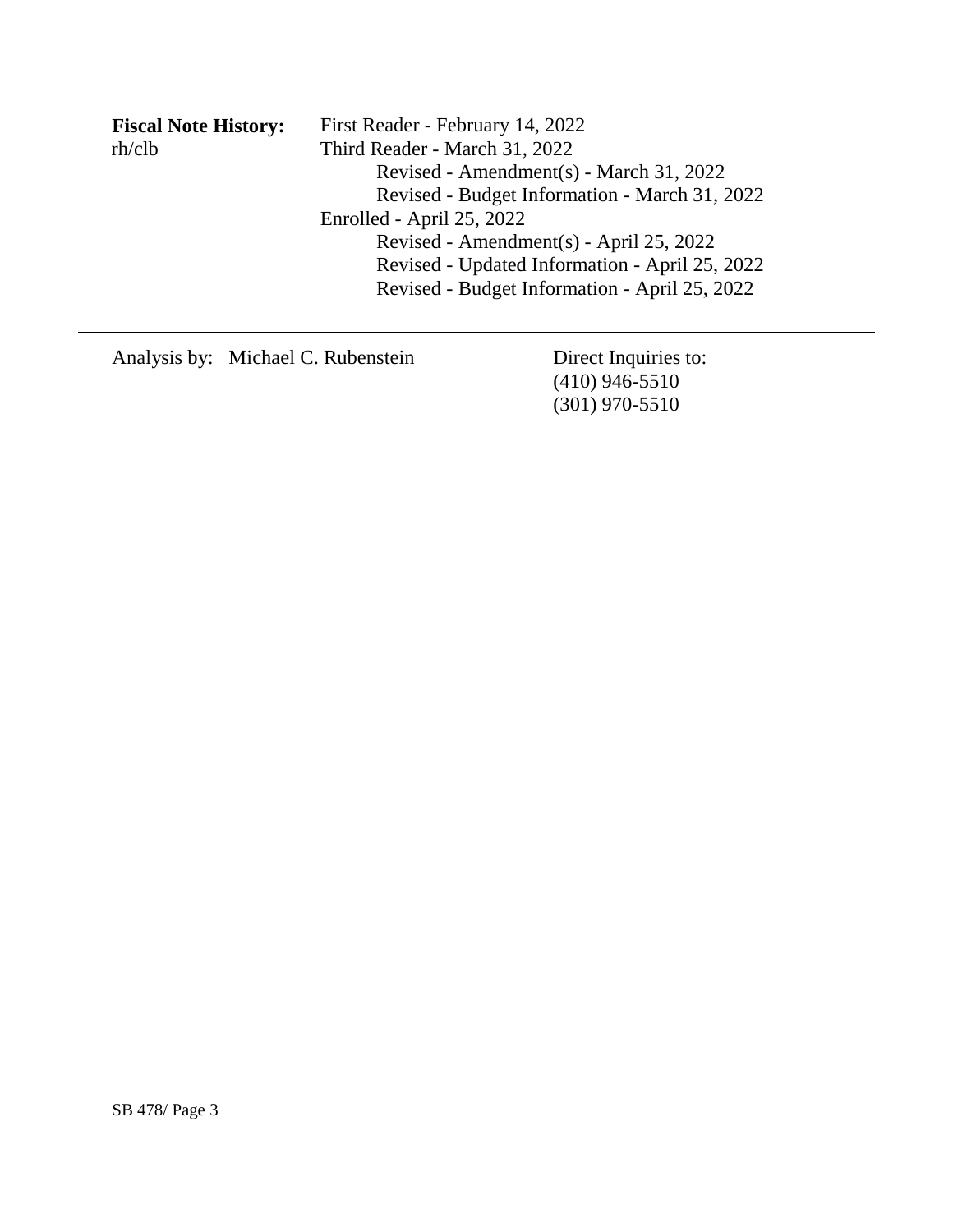**Fiscal Note History:** First Reader - February 14, 2022
rh/clb Third Reader - March 31, 2022
Revised - Amendment(s) - March 31, 2022
Revised - Budget Information - March 31, 2022
Enrolled - April 25, 2022
Revised - Amendment(s) - April 25, 2022
Revised - Updated Information - April 25, 2022
Revised - Budget Information - April 25, 2022

---

Analysis by: Michael C. Rubenstein

Direct Inquiries to:
(410) 946-5510
(301) 970-5510